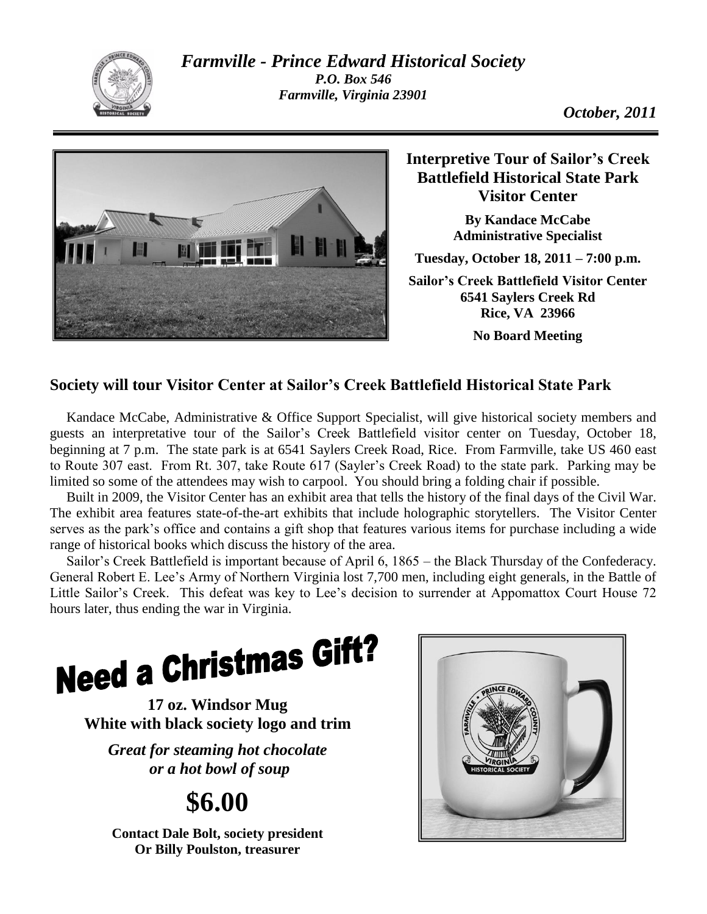# *Farmville - Prince Edward Historical Society*

*P.O. Box 546*
*Farmville, Virginia 23901*

*October, 2011*

## Interpretive Tour of Sailor's Creek Battlefield Historical State Park Visitor Center

**By Kandace McCabe**
**Administrative Specialist**

**Tuesday, October 18, 2011 – 7:00 p.m.**

**Sailor's Creek Battlefield Visitor Center**
**6541 Saylers Creek Rd**
**Rice, VA 23966**

**No Board Meeting**

## Society will tour Visitor Center at Sailor's Creek Battlefield Historical State Park

Kandace McCabe, Administrative & Office Support Specialist, will give historical society members and guests an interpretative tour of the Sailor's Creek Battlefield visitor center on Tuesday, October 18, beginning at 7 p.m. The state park is at 6541 Saylers Creek Road, Rice. From Farmville, take US 460 east to Route 307 east. From Rt. 307, take Route 617 (Sayler's Creek Road) to the state park. Parking may be limited so some of the attendees may wish to carpool. You should bring a folding chair if possible.

Built in 2009, the Visitor Center has an exhibit area that tells the history of the final days of the Civil War. The exhibit area features state-of-the-art exhibits that include holographic storytellers. The Visitor Center serves as the park's office and contains a gift shop that features various items for purchase including a wide range of historical books which discuss the history of the area.

Sailor's Creek Battlefield is important because of April 6, 1865 – the Black Thursday of the Confederacy. General Robert E. Lee's Army of Northern Virginia lost 7,700 men, including eight generals, in the Battle of Little Sailor's Creek. This defeat was key to Lee's decision to surrender at Appomattox Court House 72 hours later, thus ending the war in Virginia.

## Need a Christmas Gift?

**17 oz. Windsor Mug**
**White with black society logo and trim**

***Great for steaming hot chocolate or a hot bowl of soup***

# $6.00

**Contact Dale Bolt, society president**
**Or Billy Poulston, treasurer**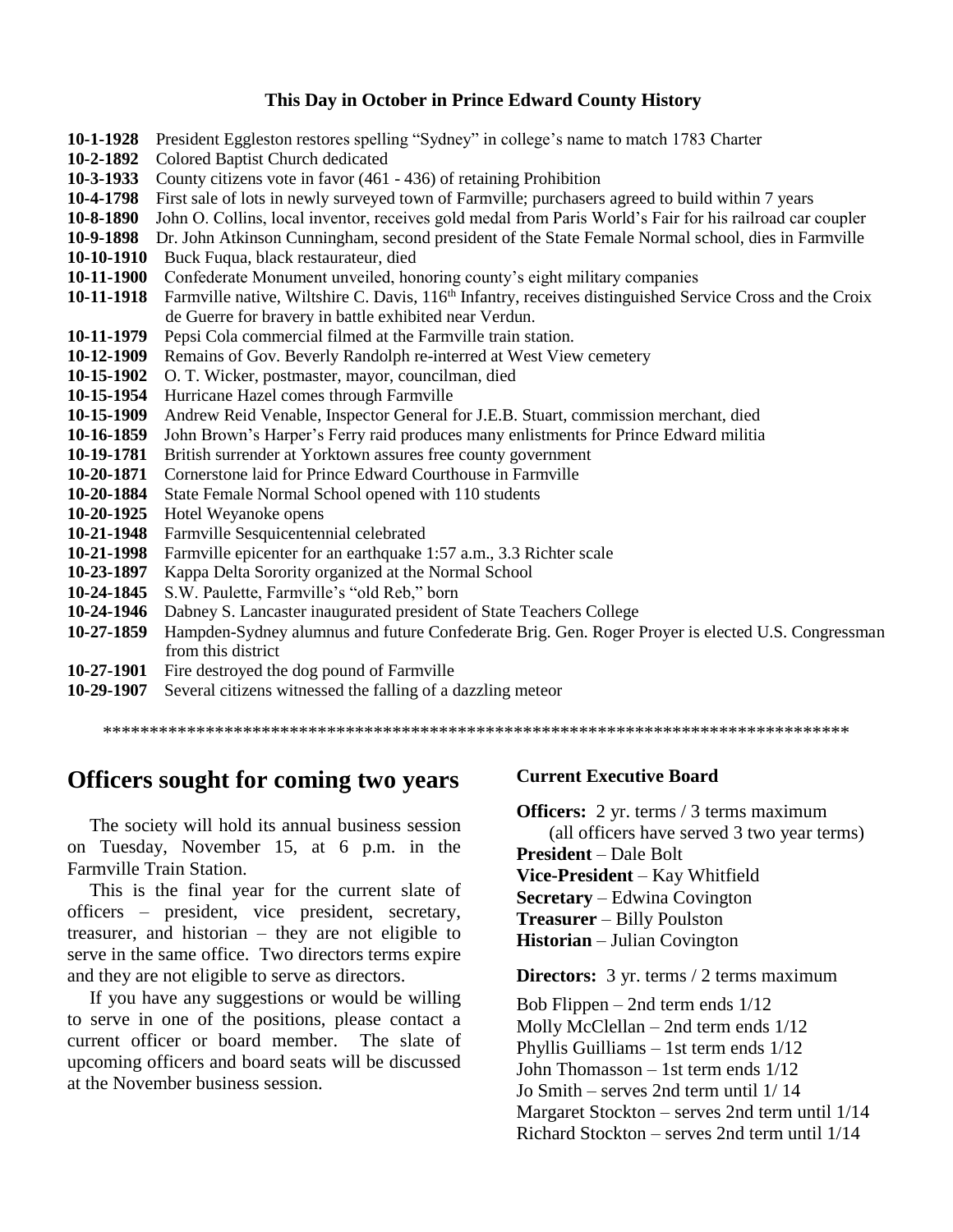**This Day in October in Prince Edward County History**

**10-1-1928** President Eggleston restores spelling "Sydney" in college's name to match 1783 Charter
**10-2-1892** Colored Baptist Church dedicated
**10-3-1933** County citizens vote in favor (461 - 436) of retaining Prohibition
**10-4-1798** First sale of lots in newly surveyed town of Farmville; purchasers agreed to build within 7 years
**10-8-1890** John O. Collins, local inventor, receives gold medal from Paris World's Fair for his railroad car coupler
**10-9-1898** Dr. John Atkinson Cunningham, second president of the State Female Normal school, dies in Farmville
**10-10-1910** Buck Fuqua, black restaurateur, died
**10-11-1900** Confederate Monument unveiled, honoring county's eight military companies
**10-11-1918** Farmville native, Wiltshire C. Davis, 116th Infantry, receives distinguished Service Cross and the Croix de Guerre for bravery in battle exhibited near Verdun.
**10-11-1979** Pepsi Cola commercial filmed at the Farmville train station.
**10-12-1909** Remains of Gov. Beverly Randolph re-interred at West View cemetery
**10-15-1902** O. T. Wicker, postmaster, mayor, councilman, died
**10-15-1954** Hurricane Hazel comes through Farmville
**10-15-1909** Andrew Reid Venable, Inspector General for J.E.B. Stuart, commission merchant, died
**10-16-1859** John Brown's Harper's Ferry raid produces many enlistments for Prince Edward militia
**10-19-1781** British surrender at Yorktown assures free county government
**10-20-1871** Cornerstone laid for Prince Edward Courthouse in Farmville
**10-20-1884** State Female Normal School opened with 110 students
**10-20-1925** Hotel Weyanoke opens
**10-21-1948** Farmville Sesquicentennial celebrated
**10-21-1998** Farmville epicenter for an earthquake 1:57 a.m., 3.3 Richter scale
**10-23-1897** Kappa Delta Sorority organized at the Normal School
**10-24-1845** S.W. Paulette, Farmville's "old Reb," born
**10-24-1946** Dabney S. Lancaster inaugurated president of State Teachers College
**10-27-1859** Hampden-Sydney alumnus and future Confederate Brig. Gen. Roger Proyer is elected U.S. Congressman from this district
**10-27-1901** Fire destroyed the dog pound of Farmville
**10-29-1907** Several citizens witnessed the falling of a dazzling meteor

***********************************************************************************

## Officers sought for coming two years

The society will hold its annual business session on Tuesday, November 15, at 6 p.m. in the Farmville Train Station.

This is the final year for the current slate of officers – president, vice president, secretary, treasurer, and historian – they are not eligible to serve in the same office. Two directors terms expire and they are not eligible to serve as directors.

If you have any suggestions or would be willing to serve in one of the positions, please contact a current officer or board member. The slate of upcoming officers and board seats will be discussed at the November business session.

**Current Executive Board**

**Officers:** 2 yr. terms / 3 terms maximum
(all officers have served 3 two year terms)
**President** – Dale Bolt
**Vice-President** – Kay Whitfield
**Secretary** – Edwina Covington
**Treasurer** – Billy Poulston
**Historian** – Julian Covington

**Directors:** 3 yr. terms / 2 terms maximum

Bob Flippen – 2nd term ends 1/12
Molly McClellan – 2nd term ends 1/12
Phyllis Guilliams – 1st term ends 1/12
John Thomasson – 1st term ends 1/12
Jo Smith – serves 2nd term until 1/ 14
Margaret Stockton – serves 2nd term until 1/14
Richard Stockton – serves 2nd term until 1/14